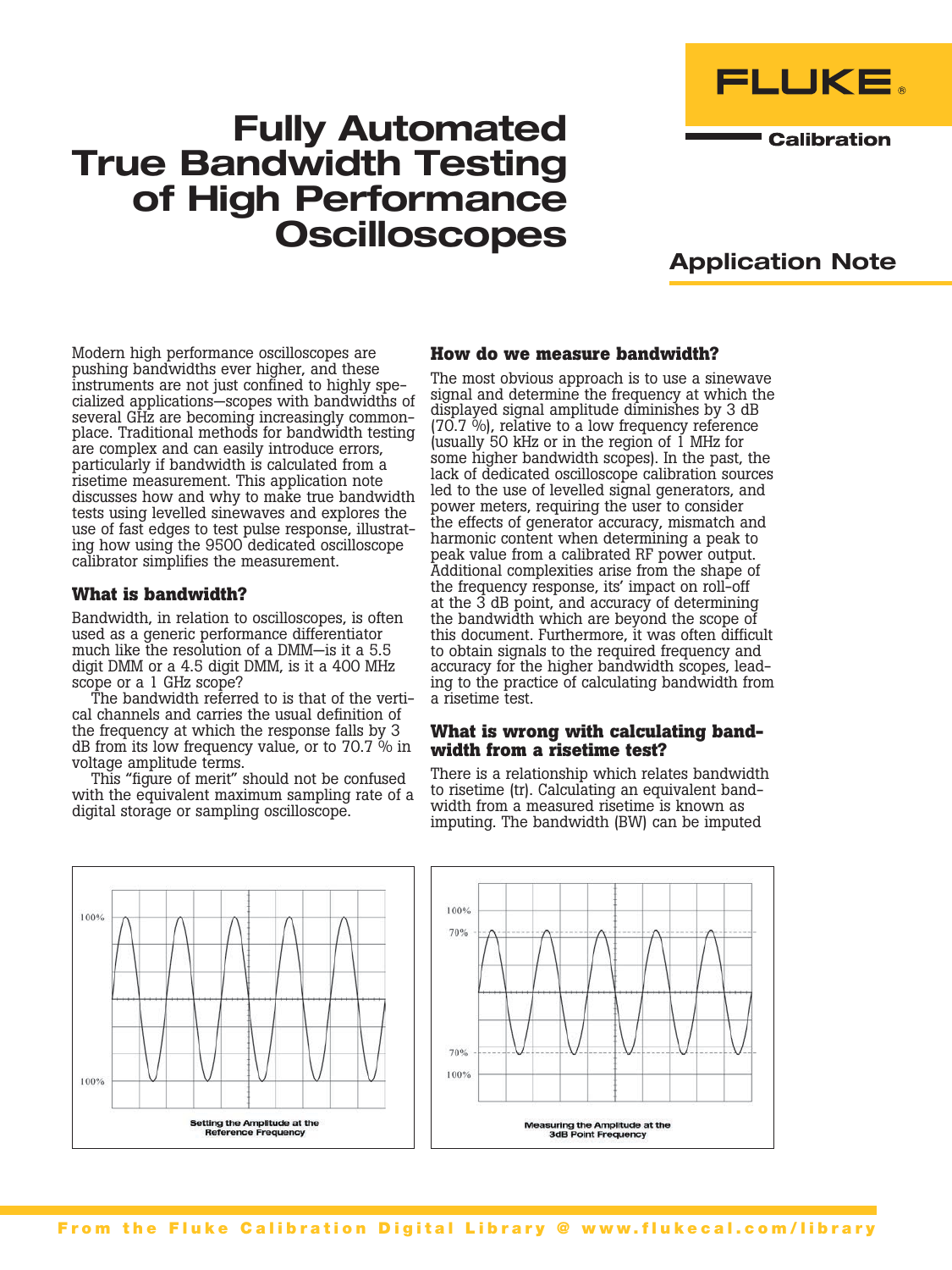# Fully Automated True Bandwidth Testing of High Performance Oscilloscopes

FLUKE Calibration

## Application Note

Modern high performance oscilloscopes are pushing bandwidths ever higher, and these instruments are not just confined to highly specialized applications—scopes with bandwidths of several GHz are becoming increasingly commonplace. Traditional methods for bandwidth testing are complex and can easily introduce errors, particularly if bandwidth is calculated from a risetime measurement. This application note discusses how and why to make true bandwidth tests using levelled sinewaves and explores the use of fast edges to test pulse response, illustrating how using the 9500 dedicated oscilloscope calibrator simplifies the measurement.

### What is bandwidth?

Bandwidth, in relation to oscilloscopes, is often used as a generic performance differentiator much like the resolution of a DMM—is it a 5.5 digit DMM or a 4.5 digit DMM, is it a 400 MHz scope or a 1 GHz scope?

The bandwidth referred to is that of the vertical channels and carries the usual definition of the frequency at which the response falls by 3 dB from its low frequency value, or to 70.7 % in voltage amplitude terms.

This "figure of merit" should not be confused with the equivalent maximum sampling rate of a digital storage or sampling oscilloscope.

### How do we measure bandwidth?

The most obvious approach is to use a sinewave signal and determine the frequency at which the displayed signal amplitude diminishes by 3 dB (70.7 %), relative to a low frequency reference (usually 50 kHz or in the region of 1 MHz for some higher bandwidth scopes). In the past, the lack of dedicated oscilloscope calibration sources led to the use of levelled signal generators, and power meters, requiring the user to consider the effects of generator accuracy, mismatch and harmonic content when determining a peak to peak value from a calibrated RF power output. Additional complexities arise from the shape of the frequency response, its' impact on roll-off at the 3 dB point, and accuracy of determining the bandwidth which are beyond the scope of this document. Furthermore, it was often difficult to obtain signals to the required frequency and accuracy for the higher bandwidth scopes, leading to the practice of calculating bandwidth from a risetime test.

### What is wrong with calculating bandwidth from a risetime test?

There is a relationship which relates bandwidth to risetime (tr). Calculating an equivalent bandwidth from a measured risetime is known as imputing. The bandwidth (BW) can be imputed

Setting the Amplitude at the Reference Frequency

Measuring the Amplitude at the 3dB Point Frequency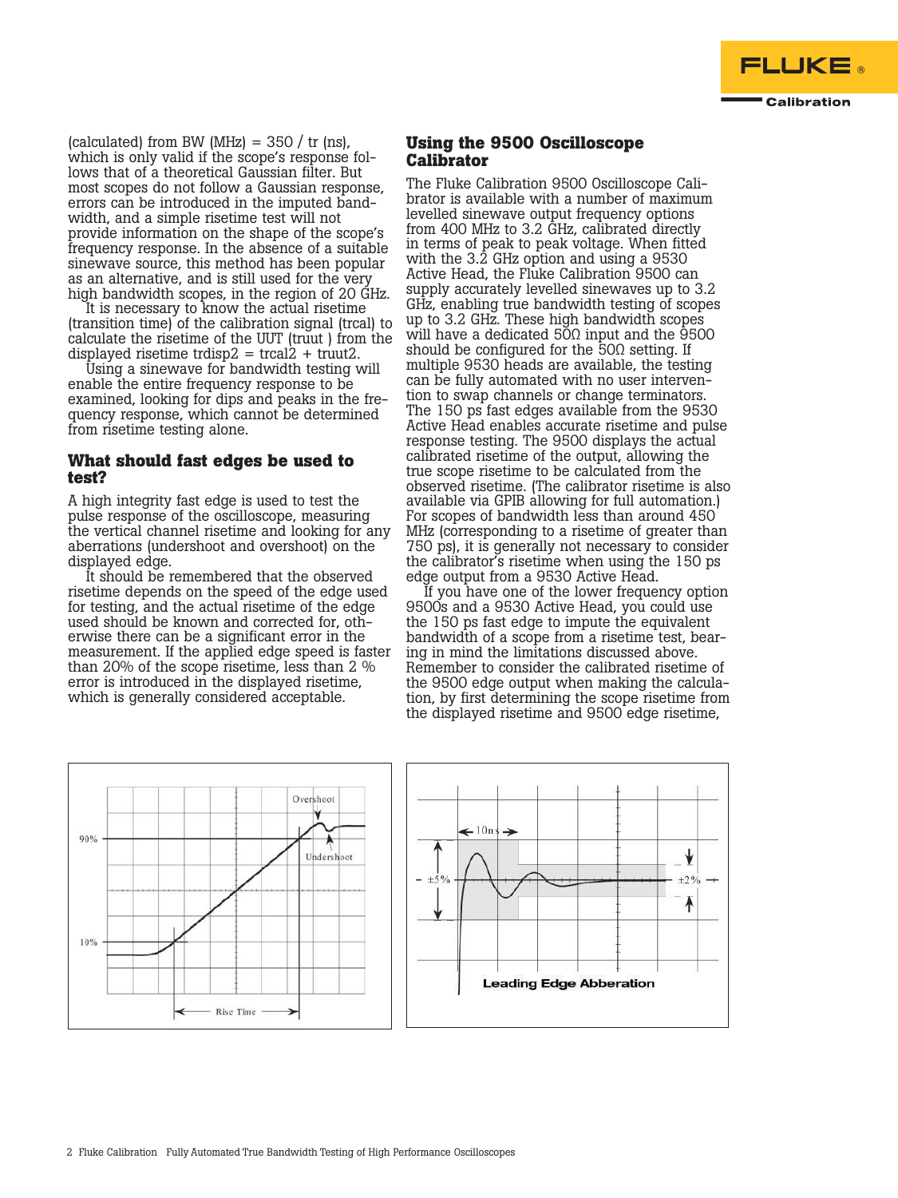(calculated) from BW (MHz) = 350 / tr (ns), which is only valid if the scope's response follows that of a theoretical Gaussian filter. But most scopes do not follow a Gaussian response, errors can be introduced in the imputed bandwidth, and a simple risetime test will not provide information on the shape of the scope's frequency response. In the absence of a suitable sinewave source, this method has been popular as an alternative, and is still used for the very high bandwidth scopes, in the region of 20 GHz.

It is necessary to know the actual risetime (transition time) of the calibration signal (trcal) to calculate the risetime of the UUT (truut ) from the displayed risetime $trdisp^2 = trcal^2 + truut^2$.

Using a sinewave for bandwidth testing will enable the entire frequency response to be examined, looking for dips and peaks in the frequency response, which cannot be determined from risetime testing alone.

## What should fast edges be used to test?

A high integrity fast edge is used to test the pulse response of the oscilloscope, measuring the vertical channel risetime and looking for any aberrations (undershoot and overshoot) on the displayed edge.

It should be remembered that the observed risetime depends on the speed of the edge used for testing, and the actual risetime of the edge used should be known and corrected for, otherwise there can be a significant error in the measurement. If the applied edge speed is faster than 20% of the scope risetime, less than 2 % error is introduced in the displayed risetime, which is generally considered acceptable.

## Using the 9500 Oscilloscope Calibrator

The Fluke Calibration 9500 Oscilloscope Calibrator is available with a number of maximum levelled sinewave output frequency options from 400 MHz to 3.2 GHz, calibrated directly in terms of peak to peak voltage. When fitted with the 3.2 GHz option and using a 9530 Active Head, the Fluke Calibration 9500 can supply accurately levelled sinewaves up to 3.2 GHz, enabling true bandwidth testing of scopes up to 3.2 GHz. These high bandwidth scopes will have a dedicated 50Ω input and the 9500 should be configured for the 50Ω setting. If multiple 9530 heads are available, the testing can be fully automated with no user intervention to swap channels or change terminators. The 150 ps fast edges available from the 9530 Active Head enables accurate risetime and pulse response testing. The 9500 displays the actual calibrated risetime of the output, allowing the true scope risetime to be calculated from the observed risetime. (The calibrator risetime is also available via GPIB allowing for full automation.) For scopes of bandwidth less than around 450 MHz (corresponding to a risetime of greater than 750 ps), it is generally not necessary to consider the calibrator's risetime when using the 150 ps edge output from a 9530 Active Head.

If you have one of the lower frequency option 9500s and a 9530 Active Head, you could use the 150 ps fast edge to impute the equivalent bandwidth of a scope from a risetime test, bearing in mind the limitations discussed above. Remember to consider the calibrated risetime of the 9500 edge output when making the calculation, by first determining the scope risetime from the displayed risetime and 9500 edge risetime,

Overshoot
90%
Undershoot
10%
Rise Time

10ns
±5%
±2%
Leading Edge Abberation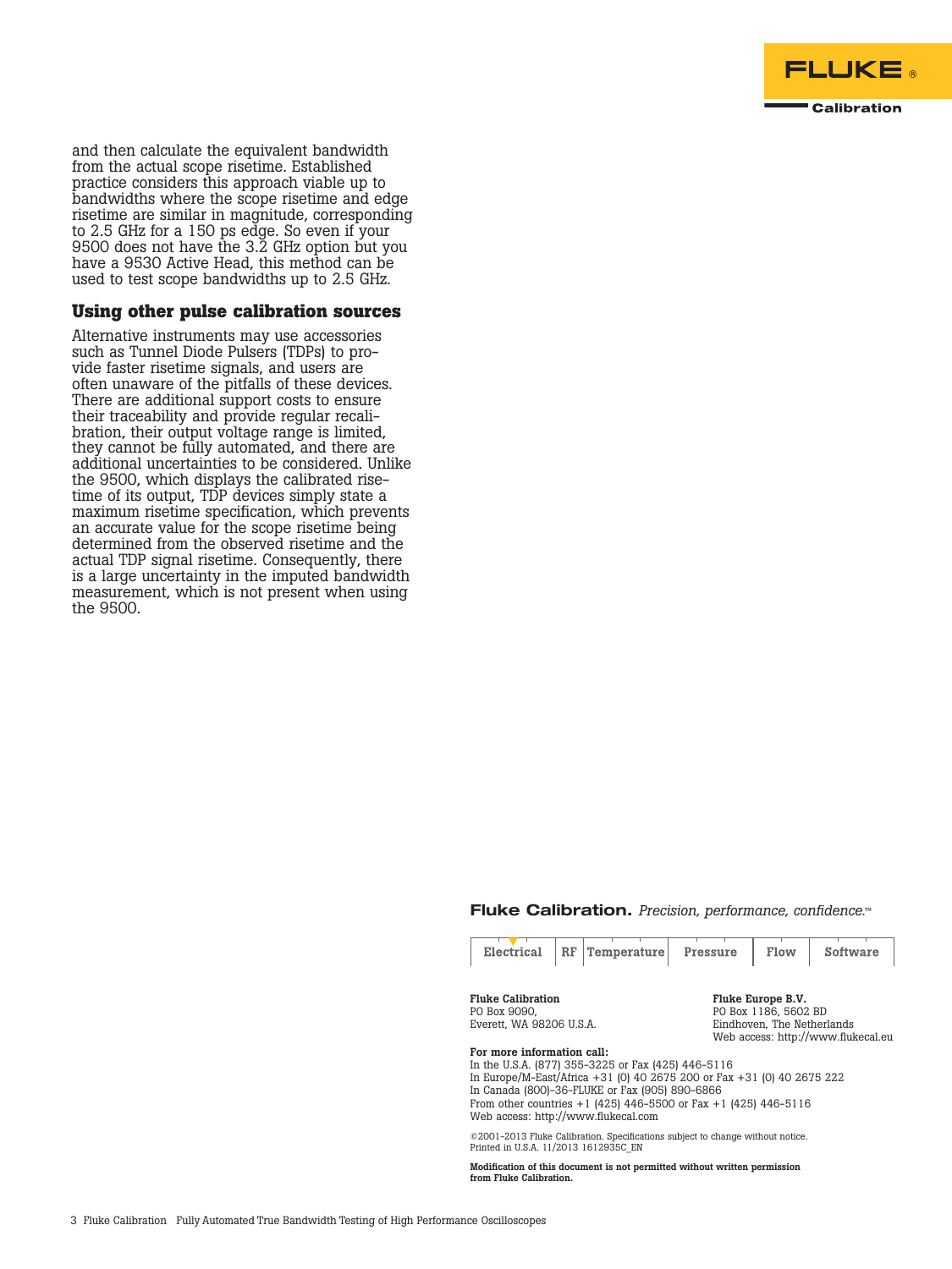and then calculate the equivalent bandwidth from the actual scope risetime. Established practice considers this approach viable up to bandwidths where the scope risetime and edge risetime are similar in magnitude, corresponding to 2.5 GHz for a 150 ps edge. So even if your 9500 does not have the 3.2 GHz option but you have a 9530 Active Head, this method can be used to test scope bandwidths up to 2.5 GHz.

## Using other pulse calibration sources

Alternative instruments may use accessories such as Tunnel Diode Pulsers (TDPs) to provide faster risetime signals, and users are often unaware of the pitfalls of these devices. There are additional support costs to ensure their traceability and provide regular recalibration, their output voltage range is limited, they cannot be fully automated, and there are additional uncertainties to be considered. Unlike the 9500, which displays the calibrated risetime of its output, TDP devices simply state a maximum risetime specification, which prevents an accurate value for the scope risetime being determined from the observed risetime and the actual TDP signal risetime. Consequently, there is a large uncertainty in the imputed bandwidth measurement, which is not present when using the 9500.

**Fluke Calibration.** *Precision, performance, confidence.*™

Electrical | RF | Temperature | Pressure | Flow | Software

**Fluke Calibration**
PO Box 9090,
Everett, WA 98206 U.S.A.

**Fluke Europe B.V.**
PO Box 1186, 5602 BD
Eindhoven, The Netherlands
Web access: http://www.flukecal.eu

**For more information call:**
In the U.S.A. (877) 355-3225 or Fax (425) 446-5116
In Europe/M-East/Africa +31 (0) 40 2675 200 or Fax +31 (0) 40 2675 222
In Canada (800)-36-FLUKE or Fax (905) 890-6866
From other countries +1 (425) 446-5500 or Fax +1 (425) 446-5116
Web access: http://www.flukecal.com

©2001-2013 Fluke Calibration. Specifications subject to change without notice.
Printed in U.S.A. 11/2013 1612935C_EN

**Modification of this document is not permitted without written permission from Fluke Calibration.**